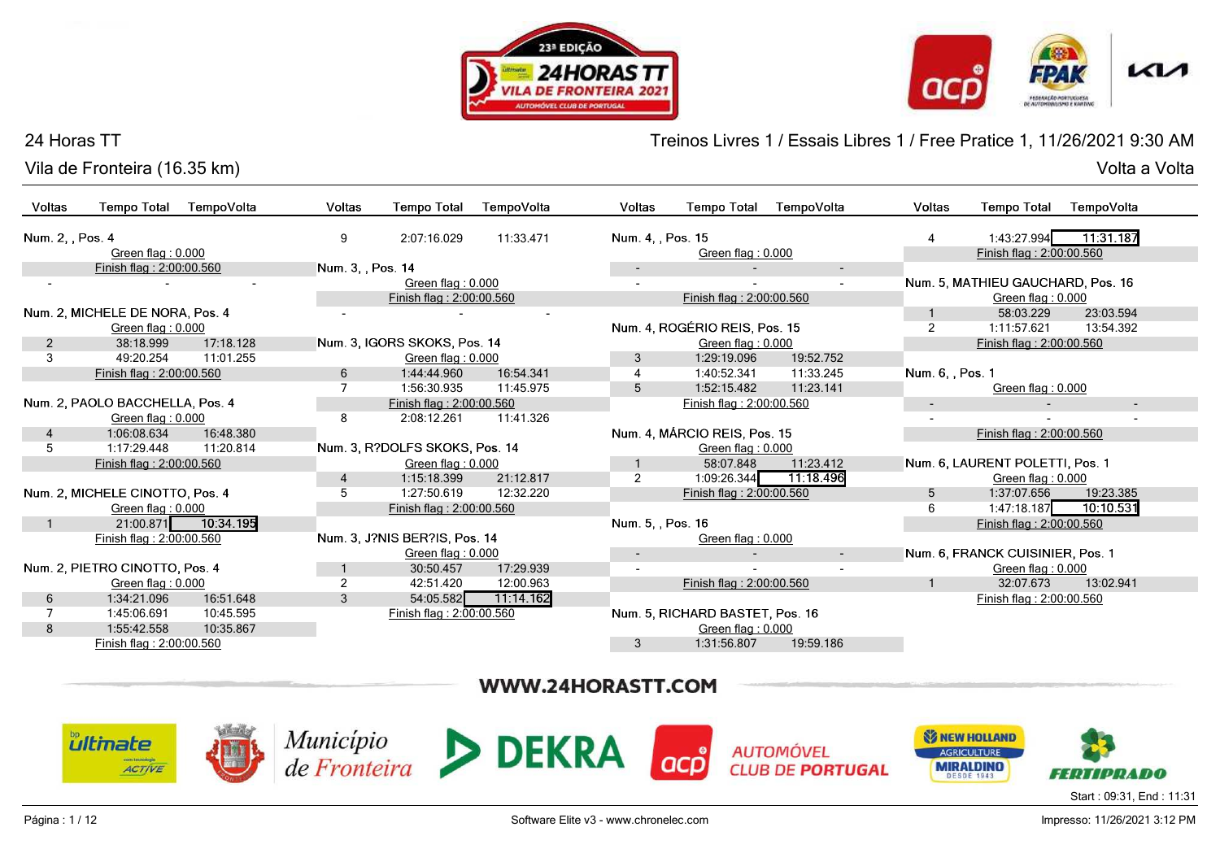# 24 Horas TT

## Treinos Livres 1 / Essais Libres 1 / Free Pratice 1, 11/26/2021 9:30 AM

Vila de Fronteira (16.35 km)

Volta a Volta

| Voltas | Tempo Total | TempoVolta |
|---|---|---|
| **Num. 2, , Pos. 4** | | |
| | Green flag : 0.000 | |
| | Finish flag : 2:00:00.560 | |
| - | - | - |
| **Num. 2, MICHELE DE NORA, Pos. 4** | | |
| | Green flag : 0.000 | |
| 2 | 38:18.999 | 17:18.128 |
| 3 | 49:20.254 | 11:01.255 |
| | Finish flag : 2:00:00.560 | |
| **Num. 2, PAOLO BACCHELLA, Pos. 4** | | |
| | Green flag : 0.000 | |
| 4 | 1:06:08.634 | 16:48.380 |
| 5 | 1:17:29.448 | 11:20.814 |
| | Finish flag : 2:00:00.560 | |
| **Num. 2, MICHELE CINOTTO, Pos. 4** | | |
| | Green flag : 0.000 | |
| 1 | 21:00.871 | 10:34.195 |
| | Finish flag : 2:00:00.560 | |
| **Num. 2, PIETRO CINOTTO, Pos. 4** | | |
| | Green flag : 0.000 | |
| 6 | 1:34:21.096 | 16:51.648 |
| 7 | 1:45:06.691 | 10:45.595 |
| 8 | 1:55:42.558 | 10:35.867 |
| | Finish flag : 2:00:00.560 | |
| 9 | 2:07:16.029 | 11:33.471 |
| **Num. 3, , Pos. 14** | | |
| | Green flag : 0.000 | |
| | Finish flag : 2:00:00.560 | |
| - | - | - |
| **Num. 3, IGORS SKOKS, Pos. 14** | | |
| | Green flag : 0.000 | |
| 6 | 1:44:44.960 | 16:54.341 |
| 7 | 1:56:30.935 | 11:45.975 |
| | Finish flag : 2:00:00.560 | |
| 8 | 2:08:12.261 | 11:41.326 |
| **Num. 3, R?DOLFS SKOKS, Pos. 14** | | |
| | Green flag : 0.000 | |
| 4 | 1:15:18.399 | 21:12.817 |
| 5 | 1:27:50.619 | 12:32.220 |
| | Finish flag : 2:00:00.560 | |
| **Num. 3, J?NIS BER?IS, Pos. 14** | | |
| | Green flag : 0.000 | |
| 1 | 30:50.457 | 17:29.939 |
| 2 | 42:51.420 | 12:00.963 |
| 3 | 54:05.582 | 11:14.162 |
| | Finish flag : 2:00:00.560 | |
| **Num. 4, , Pos. 15** | | |
| | Green flag : 0.000 | |
| - | - | - |
| - | - | - |
| | Finish flag : 2:00:00.560 | |
| **Num. 4, ROGÉRIO REIS, Pos. 15** | | |
| | Green flag : 0.000 | |
| 3 | 1:29:19.096 | 19:52.752 |
| 4 | 1:40:52.341 | 11:33.245 |
| 5 | 1:52:15.482 | 11:23.141 |
| | Finish flag : 2:00:00.560 | |
| **Num. 4, MÁRCIO REIS, Pos. 15** | | |
| | Green flag : 0.000 | |
| 1 | 58:07.848 | 11:23.412 |
| 2 | 1:09:26.344 | 11:18.496 |
| | Finish flag : 2:00:00.560 | |
| **Num. 5, , Pos. 16** | | |
| | Green flag : 0.000 | |
| - | - | - |
| - | - | - |
| | Finish flag : 2:00:00.560 | |
| **Num. 5, RICHARD BASTET, Pos. 16** | | |
| | Green flag : 0.000 | |
| 3 | 1:31:56.807 | 19:59.186 |
| 4 | 1:43:27.994 | 11:31.187 |
| | Finish flag : 2:00:00.560 | |
| **Num. 5, MATHIEU GAUCHARD, Pos. 16** | | |
| | Green flag : 0.000 | |
| 1 | 58:03.229 | 23:03.594 |
| 2 | 1:11:57.621 | 13:54.392 |
| | Finish flag : 2:00:00.560 | |
| **Num. 6, , Pos. 1** | | |
| | Green flag : 0.000 | |
| - | - | - |
| - | - | - |
| | Finish flag : 2:00:00.560 | |
| **Num. 6, LAURENT POLETTI, Pos. 1** | | |
| | Green flag : 0.000 | |
| 5 | 1:37:07.656 | 19:23.385 |
| 6 | 1:47:18.187 | 10:10.531 |
| | Finish flag : 2:00:00.560 | |
| **Num. 6, FRANCK CUISINIER, Pos. 1** | | |
| | Green flag : 0.000 | |
| 1 | 32:07.673 | 13:02.941 |
| | Finish flag : 2:00:00.560 | |

WWW.24HORASTT.COM

Start : 09:31, End : 11:31

Software Elite v3 - www.chronelec.com

Impresso: 11/26/2021 3:12 PM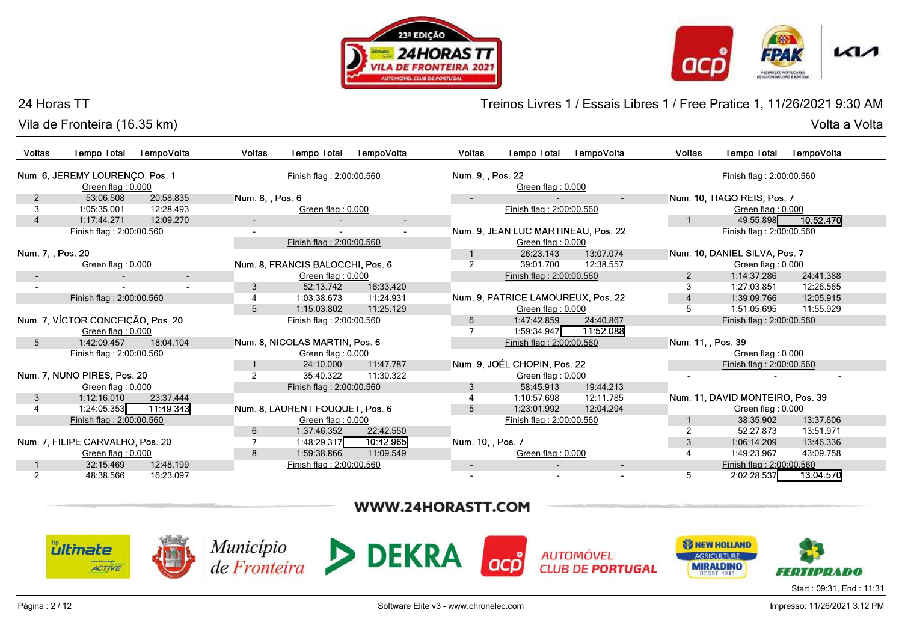24 Horas TT

Vila de Fronteira (16.35 km)

Treinos Livres 1 / Essais Libres 1 / Free Pratice 1, 11/26/2021 9:30 AM

Volta a Volta

| Voltas | Tempo Total | TempoVolta |
|---|---|---|
| **Num. 6, JEREMY LOURENÇO, Pos. 1** | | |
| | Green flag : 0.000 | |
| 2 | 53:06.508 | 20:58.835 |
| 3 | 1:05:35.001 | 12:28.493 |
| 4 | 1:17:44.271 | 12:09.270 |
| | Finish flag : 2:00:00.560 | |
| **Num. 7, , Pos. 20** | | |
| | Green flag : 0.000 | |
| - | - | - |
| - | - | - |
| | Finish flag : 2:00:00.560 | |
| **Num. 7, VÍCTOR CONCEIÇÃO, Pos. 20** | | |
| | Green flag : 0.000 | |
| 5 | 1:42:09.457 | 18:04.104 |
| | Finish flag : 2:00:00.560 | |
| **Num. 7, NUNO PIRES, Pos. 20** | | |
| | Green flag : 0.000 | |
| 3 | 1:12:16.010 | 23:37.444 |
| 4 | 1:24:05.353 | 11:49.343 |
| | Finish flag : 2:00:00.560 | |
| **Num. 7, FILIPE CARVALHO, Pos. 20** | | |
| | Green flag : 0.000 | |
| 1 | 32:15.469 | 12:48.199 |
| 2 | 48:38.566 | 16:23.097 |
| | Finish flag : 2:00:00.560 | |
| **Num. 8, , Pos. 6** | | |
| | Green flag : 0.000 | |
| - | - | - |
| - | - | - |
| | Finish flag : 2:00:00.560 | |
| **Num. 8, FRANCIS BALOCCHI, Pos. 6** | | |
| | Green flag : 0.000 | |
| 3 | 52:13.742 | 16:33.420 |
| 4 | 1:03:38.673 | 11:24.931 |
| 5 | 1:15:03.802 | 11:25.129 |
| | Finish flag : 2:00:00.560 | |
| **Num. 8, NICOLAS MARTIN, Pos. 6** | | |
| | Green flag : 0.000 | |
| 1 | 24:10.000 | 11:47.787 |
| 2 | 35:40.322 | 11:30.322 |
| | Finish flag : 2:00:00.560 | |
| **Num. 8, LAURENT FOUQUET, Pos. 6** | | |
| | Green flag : 0.000 | |
| 6 | 1:37:46.352 | 22:42.550 |
| 7 | 1:48:29.317 | 10:42.965 |
| 8 | 1:59:38.866 | 11:09.549 |
| | Finish flag : 2:00:00.560 | |
| **Num. 9, , Pos. 22** | | |
| | Green flag : 0.000 | |
| - | - | - |
| | Finish flag : 2:00:00.560 | |
| **Num. 9, JEAN LUC MARTINEAU, Pos. 22** | | |
| | Green flag : 0.000 | |
| 1 | 26:23.143 | 13:07.074 |
| 2 | 39:01.700 | 12:38.557 |
| | Finish flag : 2:00:00.560 | |
| **Num. 9, PATRICE LAMOUREUX, Pos. 22** | | |
| | Green flag : 0.000 | |
| 6 | 1:47:42.859 | 24:40.867 |
| 7 | 1:59:34.947 | 11:52.088 |
| | Finish flag : 2:00:00.560 | |
| **Num. 9, JOÉL CHOPIN, Pos. 22** | | |
| | Green flag : 0.000 | |
| 3 | 58:45.913 | 19:44.213 |
| 4 | 1:10:57.698 | 12:11.785 |
| 5 | 1:23:01.992 | 12:04.294 |
| | Finish flag : 2:00:00.560 | |
| **Num. 10, , Pos. 7** | | |
| | Green flag : 0.000 | |
| - | - | - |
| - | - | - |
| **Num. 10, TIAGO REIS, Pos. 7** | | |
| | Green flag : 0.000 | |
| 1 | 49:55.898 | 10:52.470 |
| | Finish flag : 2:00:00.560 | |
| **Num. 10, DANIEL SILVA, Pos. 7** | | |
| | Green flag : 0.000 | |
| 2 | 1:14:37.286 | 24:41.388 |
| 3 | 1:27:03.851 | 12:26.565 |
| 4 | 1:39:09.766 | 12:05.915 |
| 5 | 1:51:05.695 | 11:55.929 |
| | Finish flag : 2:00:00.560 | |
| **Num. 11, , Pos. 39** | | |
| | Green flag : 0.000 | |
| | Finish flag : 2:00:00.560 | |
| - | - | - |
| **Num. 11, DAVID MONTEIRO, Pos. 39** | | |
| | Green flag : 0.000 | |
| 1 | 38:35.902 | 13:37.606 |
| 2 | 52:27.873 | 13:51.971 |
| 3 | 1:06:14.209 | 13:46.336 |
| 4 | 1:49:23.967 | 43:09.758 |
| | Finish flag : 2:00:00.560 | |
| 5 | 2:02:28.537 | 13:04.570 |

WWW.24HORASTT.COM

Start : 09:31, End : 11:31

Software Elite v3 - www.chronelec.com

Impresso: 11/26/2021 3:12 PM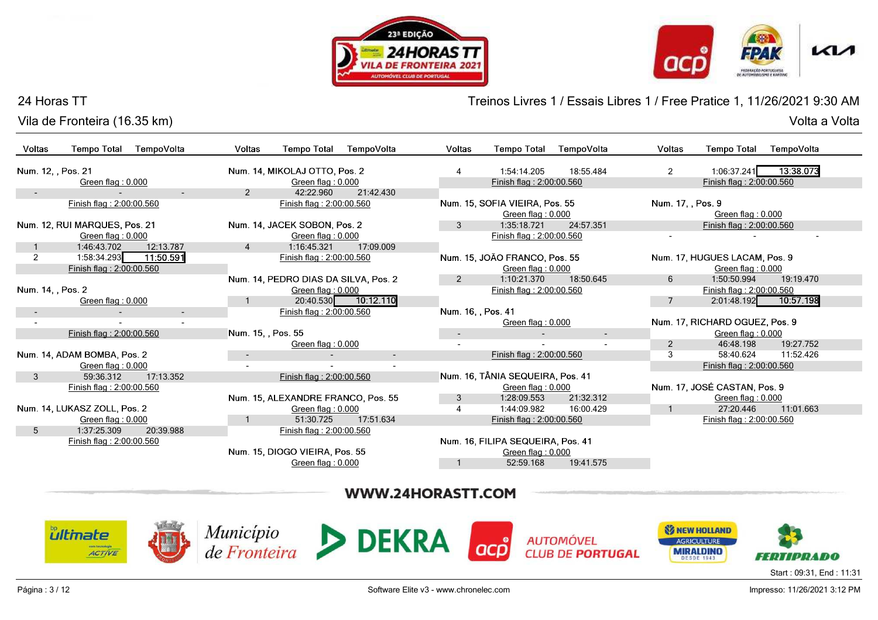# 24 Horas TT

## Vila de Fronteira (16.35 km)

## Treinos Livres 1 / Essais Libres 1 / Free Pratice 1, 11/26/2021 9:30 AM

Volta a Volta

| Voltas | Tempo Total | TempoVolta |
|---|---|---|
| **Num. 12, , Pos. 21** | | |
| | Green flag : 0.000 | |
| - | - | - |
| | Finish flag : 2:00:00.560 | |
| **Num. 12, RUI MARQUES, Pos. 21** | | |
| | Green flag : 0.000 | |
| 1 | 1:46:43.702 | 12:13.787 |
| 2 | 1:58:34.293 | **11:50.591** |
| | Finish flag : 2:00:00.560 | |
| **Num. 14, , Pos. 2** | | |
| | Green flag : 0.000 | |
| - | - | - |
| - | - | - |
| | Finish flag : 2:00:00.560 | |
| **Num. 14, ADAM BOMBA, Pos. 2** | | |
| | Green flag : 0.000 | |
| 3 | 59:36.312 | 17:13.352 |
| | Finish flag : 2:00:00.560 | |
| **Num. 14, LUKASZ ZOLL, Pos. 2** | | |
| | Green flag : 0.000 | |
| 5 | 1:37:25.309 | 20:39.988 |
| | Finish flag : 2:00:00.560 | |
| **Num. 14, MIKOLAJ OTTO, Pos. 2** | | |
| | Green flag : 0.000 | |
| 2 | 42:22.960 | 21:42.430 |
| | Finish flag : 2:00:00.560 | |
| **Num. 14, JACEK SOBON, Pos. 2** | | |
| | Green flag : 0.000 | |
| 4 | 1:16:45.321 | 17:09.009 |
| | Finish flag : 2:00:00.560 | |
| **Num. 14, PEDRO DIAS DA SILVA, Pos. 2** | | |
| | Green flag : 0.000 | |
| 1 | 20:40.530 | **10:12.110** |
| | Finish flag : 2:00:00.560 | |
| **Num. 15, , Pos. 55** | | |
| | Green flag : 0.000 | |
| - | - | - |
| - | - | - |
| | Finish flag : 2:00:00.560 | |
| **Num. 15, ALEXANDRE FRANCO, Pos. 55** | | |
| | Green flag : 0.000 | |
| 1 | 51:30.725 | 17:51.634 |
| | Finish flag : 2:00:00.560 | |
| **Num. 15, DIOGO VIEIRA, Pos. 55** | | |
| | Green flag : 0.000 | |
| 4 | 1:54:14.205 | 18:55.484 |
| | Finish flag : 2:00:00.560 | |
| **Num. 15, SOFIA VIEIRA, Pos. 55** | | |
| | Green flag : 0.000 | |
| 3 | 1:35:18.721 | 24:57.351 |
| | Finish flag : 2:00:00.560 | |
| **Num. 15, JOÃO FRANCO, Pos. 55** | | |
| | Green flag : 0.000 | |
| 2 | 1:10:21.370 | 18:50.645 |
| | Finish flag : 2:00:00.560 | |
| **Num. 16, , Pos. 41** | | |
| | Green flag : 0.000 | |
| - | - | - |
| - | - | - |
| | Finish flag : 2:00:00.560 | |
| **Num. 16, TÂNIA SEQUEIRA, Pos. 41** | | |
| | Green flag : 0.000 | |
| 3 | 1:28:09.553 | 21:32.312 |
| 4 | 1:44:09.982 | 16:00.429 |
| | Finish flag : 2:00:00.560 | |
| **Num. 16, FILIPA SEQUEIRA, Pos. 41** | | |
| | Green flag : 0.000 | |
| 1 | 52:59.168 | 19:41.575 |
| 2 | 1:06:37.241 | **13:38.073** |
| | Finish flag : 2:00:00.560 | |
| **Num. 17, , Pos. 9** | | |
| | Green flag : 0.000 | |
| | Finish flag : 2:00:00.560 | |
| - | - | - |
| **Num. 17, HUGUES LACAM, Pos. 9** | | |
| | Green flag : 0.000 | |
| 6 | 1:50:50.994 | 19:19.470 |
| | Finish flag : 2:00:00.560 | |
| 7 | 2:01:48.192 | **10:57.198** |
| **Num. 17, RICHARD OGUEZ, Pos. 9** | | |
| | Green flag : 0.000 | |
| 2 | 46:48.198 | 19:27.752 |
| 3 | 58:40.624 | 11:52.426 |
| | Finish flag : 2:00:00.560 | |
| **Num. 17, JOSÉ CASTAN, Pos. 9** | | |
| | Green flag : 0.000 | |
| 1 | 27:20.446 | 11:01.663 |
| | Finish flag : 2:00:00.560 | |

WWW.24HORASTT.COM

Start : 09:31, End : 11:31

Software Elite v3 - www.chronelec.com

Impresso: 11/26/2021 3:12 PM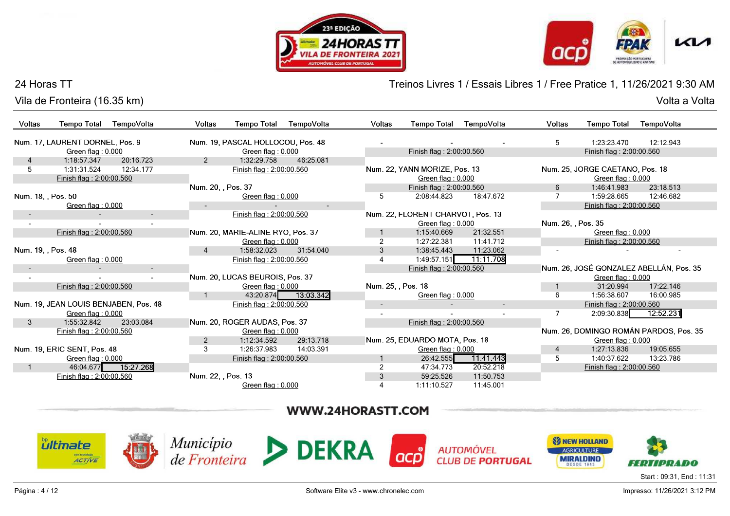24 Horas TT

Vila de Fronteira (16.35 km)

Treinos Livres 1 / Essais Libres 1 / Free Pratice 1, 11/26/2021 9:30 AM

Volta a Volta

**Num. 17, LAURENT DORNEL, Pos. 9**

| Voltas | Tempo Total | TempoVolta |
|---|---|---|
| | Green flag : 0.000 | |
| 4 | 1:18:57.347 | 20:16.723 |
| 5 | 1:31:31.524 | 12:34.177 |
| | Finish flag : 2:00:00.560 | |

**Num. 18, , Pos. 50**

| Voltas | Tempo Total | TempoVolta |
|---|---|---|
| | Green flag : 0.000 | |
| - | - | - |
| - | - | - |
| | Finish flag : 2:00:00.560 | |

**Num. 19, , Pos. 48**

| Voltas | Tempo Total | TempoVolta |
|---|---|---|
| | Green flag : 0.000 | |
| - | - | - |
| - | - | - |
| | Finish flag : 2:00:00.560 | |

**Num. 19, JEAN LOUIS BENJABEN, Pos. 48**

| Voltas | Tempo Total | TempoVolta |
|---|---|---|
| | Green flag : 0.000 | |
| 3 | 1:55:32.842 | 23:03.084 |
| | Finish flag : 2:00:00.560 | |

**Num. 19, ERIC SENT, Pos. 48**

| Voltas | Tempo Total | TempoVolta |
|---|---|---|
| | Green flag : 0.000 | |
| 1 | 46:04.677 | **15:27.268** |
| | Finish flag : 2:00:00.560 | |

**Num. 19, PASCAL HOLLOCOU, Pos. 48**

| Voltas | Tempo Total | TempoVolta |
|---|---|---|
| | Green flag : 0.000 | |
| 2 | 1:32:29.758 | 46:25.081 |
| | Finish flag : 2:00:00.560 | |

**Num. 20, , Pos. 37**

| Voltas | Tempo Total | TempoVolta |
|---|---|---|
| | Green flag : 0.000 | |
| - | - | - |
| | Finish flag : 2:00:00.560 | |

**Num. 20, MARIE-ALINE RYO, Pos. 37**

| Voltas | Tempo Total | TempoVolta |
|---|---|---|
| | Green flag : 0.000 | |
| 4 | 1:58:32.023 | 31:54.040 |
| | Finish flag : 2:00:00.560 | |

**Num. 20, LUCAS BEUROIS, Pos. 37**

| Voltas | Tempo Total | TempoVolta |
|---|---|---|
| | Green flag : 0.000 | |
| 1 | 43:20.874 | **13:03.342** |
| | Finish flag : 2:00:00.560 | |

**Num. 20, ROGER AUDAS, Pos. 37**

| Voltas | Tempo Total | TempoVolta |
|---|---|---|
| | Green flag : 0.000 | |
| 2 | 1:12:34.592 | 29:13.718 |
| 3 | 1:26:37.983 | 14:03.391 |
| | Finish flag : 2:00:00.560 | |

**Num. 22, , Pos. 13**

| Voltas | Tempo Total | TempoVolta |
|---|---|---|
| | Green flag : 0.000 | |
| - | - | - |
| | Finish flag : 2:00:00.560 | |

**Num. 22, YANN MORIZE, Pos. 13**

| Voltas | Tempo Total | TempoVolta |
|---|---|---|
| | Green flag : 0.000 | |
| | Finish flag : 2:00:00.560 | |
| 5 | 2:08:44.823 | 18:47.672 |

**Num. 22, FLORENT CHARVOT, Pos. 13**

| Voltas | Tempo Total | TempoVolta |
|---|---|---|
| | Green flag : 0.000 | |
| 1 | 1:15:40.669 | 21:32.551 |
| 2 | 1:27:22.381 | 11:41.712 |
| 3 | 1:38:45.443 | 11:23.062 |
| 4 | 1:49:57.151 | **11:11.708** |
| | Finish flag : 2:00:00.560 | |

**Num. 25, , Pos. 18**

| Voltas | Tempo Total | TempoVolta |
|---|---|---|
| | Green flag : 0.000 | |
| - | - | - |
| - | - | - |
| | Finish flag : 2:00:00.560 | |

**Num. 25, EDUARDO MOTA, Pos. 18**

| Voltas | Tempo Total | TempoVolta |
|---|---|---|
| | Green flag : 0.000 | |
| 1 | 26:42.555 | **11:41.443** |
| 2 | 47:34.773 | 20:52.218 |
| 3 | 59:25.526 | 11:50.753 |
| 4 | 1:11:10.527 | 11:45.001 |
| 5 | 1:23:23.470 | 12:12.943 |
| | Finish flag : 2:00:00.560 | |

**Num. 25, JORGE CAETANO, Pos. 18**

| Voltas | Tempo Total | TempoVolta |
|---|---|---|
| | Green flag : 0.000 | |
| 6 | 1:46:41.983 | 23:18.513 |
| 7 | 1:59:28.665 | 12:46.682 |
| | Finish flag : 2:00:00.560 | |

**Num. 26, , Pos. 35**

| Voltas | Tempo Total | TempoVolta |
|---|---|---|
| | Green flag : 0.000 | |
| | Finish flag : 2:00:00.560 | |
| - | - | - |

**Num. 26, JOSÉ GONZALEZ ABELLÁN, Pos. 35**

| Voltas | Tempo Total | TempoVolta |
|---|---|---|
| | Green flag : 0.000 | |
| 1 | 31:20.994 | 17:22.146 |
| 6 | 1:56:38.607 | 16:00.985 |
| | Finish flag : 2:00:00.560 | |
| 7 | 2:09:30.838 | **12:52.231** |

**Num. 26, DOMINGO ROMÁN PARDOS, Pos. 35**

| Voltas | Tempo Total | TempoVolta |
|---|---|---|
| | Green flag : 0.000 | |
| 4 | 1:27:13.836 | 19:05.655 |
| 5 | 1:40:37.622 | 13:23.786 |
| | Finish flag : 2:00:00.560 | |

WWW.24HORASTT.COM

Start : 09:31, End : 11:31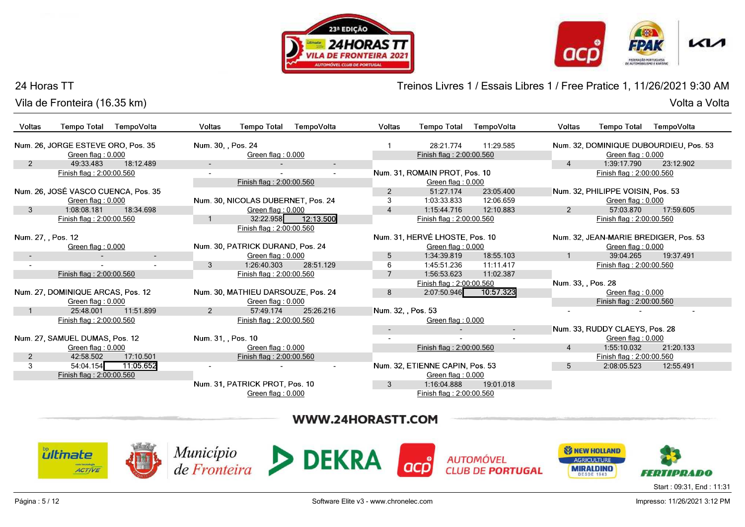24 Horas TT

Vila de Fronteira (16.35 km)

Treinos Livres 1 / Essais Libres 1 / Free Pratice 1, 11/26/2021 9:30 AM

Volta a Volta

| Voltas | Tempo Total | TempoVolta |
|---|---|---|
| **Num. 26, JORGE ESTEVE ORO, Pos. 35** | | |
| | Green flag : 0.000 | |
| 2 | 49:33.483 | 18:12.489 |
| | Finish flag : 2:00:00.560 | |
| **Num. 26, JOSÉ VASCO CUENCA, Pos. 35** | | |
| | Green flag : 0.000 | |
| 3 | 1:08:08.181 | 18:34.698 |
| | Finish flag : 2:00:00.560 | |
| **Num. 27, , Pos. 12** | | |
| | Green flag : 0.000 | |
| - | - | - |
| - | - | - |
| | Finish flag : 2:00:00.560 | |
| **Num. 27, DOMINIQUE ARCAS, Pos. 12** | | |
| | Green flag : 0.000 | |
| 1 | 25:48.001 | 11:51.899 |
| | Finish flag : 2:00:00.560 | |
| **Num. 27, SAMUEL DUMAS, Pos. 12** | | |
| | Green flag : 0.000 | |
| 2 | 42:58.502 | 17:10.501 |
| 3 | 54:04.154 | 11:05.652 |
| | Finish flag : 2:00:00.560 | |
| **Num. 30, , Pos. 24** | | |
| | Green flag : 0.000 | |
| - | - | - |
| - | - | - |
| | Finish flag : 2:00:00.560 | |
| **Num. 30, NICOLAS DUBERNET, Pos. 24** | | |
| | Green flag : 0.000 | |
| 1 | 32:22.958 | 12:13.500 |
| | Finish flag : 2:00:00.560 | |
| **Num. 30, PATRICK DURAND, Pos. 24** | | |
| | Green flag : 0.000 | |
| 3 | 1:26:40.303 | 28:51.129 |
| | Finish flag : 2:00:00.560 | |
| **Num. 30, MATHIEU DARSOUZE, Pos. 24** | | |
| | Green flag : 0.000 | |
| 2 | 57:49.174 | 25:26.216 |
| | Finish flag : 2:00:00.560 | |
| **Num. 31, , Pos. 10** | | |
| | Green flag : 0.000 | |
| | Finish flag : 2:00:00.560 | |
| - | - | - |
| **Num. 31, PATRICK PROT, Pos. 10** | | |
| | Green flag : 0.000 | |
| 1 | 28:21.774 | 11:29.585 |
| | Finish flag : 2:00:00.560 | |
| **Num. 31, ROMAIN PROT, Pos. 10** | | |
| | Green flag : 0.000 | |
| 2 | 51:27.174 | 23:05.400 |
| 3 | 1:03:33.833 | 12:06.659 |
| 4 | 1:15:44.716 | 12:10.883 |
| | Finish flag : 2:00:00.560 | |
| **Num. 31, HERVÉ LHOSTE, Pos. 10** | | |
| | Green flag : 0.000 | |
| 5 | 1:34:39.819 | 18:55.103 |
| 6 | 1:45:51.236 | 11:11.417 |
| 7 | 1:56:53.623 | 11:02.387 |
| | Finish flag : 2:00:00.560 | |
| 8 | 2:07:50.946 | 10:57.323 |
| **Num. 32, , Pos. 53** | | |
| | Green flag : 0.000 | |
| - | - | - |
| - | - | - |
| | Finish flag : 2:00:00.560 | |
| **Num. 32, ETIENNE CAPIN, Pos. 53** | | |
| | Green flag : 0.000 | |
| 3 | 1:16:04.888 | 19:01.018 |
| | Finish flag : 2:00:00.560 | |
| **Num. 32, DOMINIQUE DUBOURDIEU, Pos. 53** | | |
| | Green flag : 0.000 | |
| 4 | 1:39:17.790 | 23:12.902 |
| | Finish flag : 2:00:00.560 | |
| **Num. 32, PHILIPPE VOISIN, Pos. 53** | | |
| | Green flag : 0.000 | |
| 2 | 57:03.870 | 17:59.605 |
| | Finish flag : 2:00:00.560 | |
| **Num. 32, JEAN-MARIE BREDIGER, Pos. 53** | | |
| | Green flag : 0.000 | |
| 1 | 39:04.265 | 19:37.491 |
| | Finish flag : 2:00:00.560 | |
| **Num. 33, , Pos. 28** | | |
| | Green flag : 0.000 | |
| | Finish flag : 2:00:00.560 | |
| - | - | - |
| **Num. 33, RUDDY CLAEYS, Pos. 28** | | |
| | Green flag : 0.000 | |
| 4 | 1:55:10.032 | 21:20.133 |
| | Finish flag : 2:00:00.560 | |
| 5 | 2:08:05.523 | 12:55.491 |

WWW.24HORASTT.COM

Start : 09:31, End : 11:31

Software Elite v3 - www.chronelec.com

Impresso: 11/26/2021 3:12 PM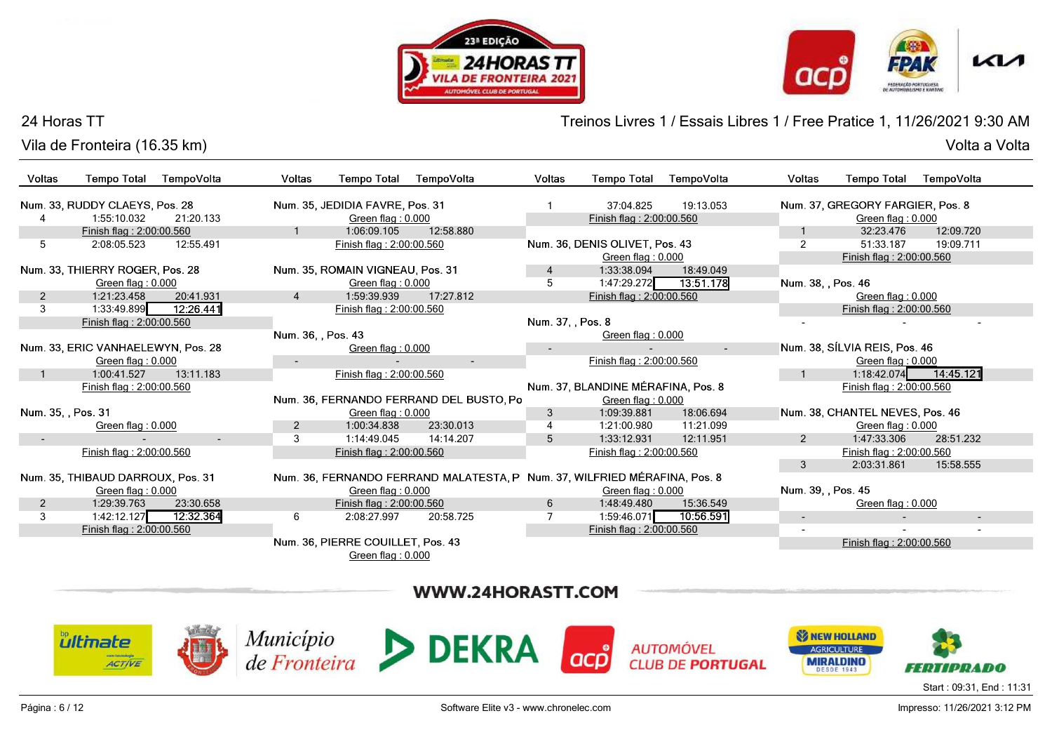24 Horas TT

Vila de Fronteira (16.35 km)

Treinos Livres 1 / Essais Libres 1 / Free Pratice 1, 11/26/2021 9:30 AM

Volta a Volta

| Voltas | Tempo Total | TempoVolta |
|---|---|---|
| **Num. 33, RUDDY CLAEYS, Pos. 28** | | |
| 4 | 1:55:10.032 | 21:20.133 |
| | Finish flag : 2:00:00.560 | |
| 5 | 2:08:05.523 | 12:55.491 |
| **Num. 33, THIERRY ROGER, Pos. 28** | | |
| | Green flag : 0.000 | |
| 2 | 1:21:23.458 | 20:41.931 |
| 3 | 1:33:49.899 | 12:26.441 |
| | Finish flag : 2:00:00.560 | |
| **Num. 33, ERIC VANHAELEWYN, Pos. 28** | | |
| | Green flag : 0.000 | |
| 1 | 1:00:41.527 | 13:11.183 |
| | Finish flag : 2:00:00.560 | |
| **Num. 35, , Pos. 31** | | |
| | Green flag : 0.000 | |
| - | - | - |
| | Finish flag : 2:00:00.560 | |
| **Num. 35, THIBAUD DARROUX, Pos. 31** | | |
| | Green flag : 0.000 | |
| 2 | 1:29:39.763 | 23:30.658 |
| 3 | 1:42:12.127 | 12:32.364 |
| | Finish flag : 2:00:00.560 | |
| **Num. 35, JEDIDIA FAVRE, Pos. 31** | | |
| | Green flag : 0.000 | |
| 1 | 1:06:09.105 | 12:58.880 |
| | Finish flag : 2:00:00.560 | |
| **Num. 35, ROMAIN VIGNEAU, Pos. 31** | | |
| | Green flag : 0.000 | |
| 4 | 1:59:39.939 | 17:27.812 |
| | Finish flag : 2:00:00.560 | |
| **Num. 36, , Pos. 43** | | |
| | Green flag : 0.000 | |
| - | - | - |
| | Finish flag : 2:00:00.560 | |
| **Num. 36, FERNANDO FERRAND DEL BUSTO, Po** | | |
| | Green flag : 0.000 | |
| 2 | 1:00:34.838 | 23:30.013 |
| 3 | 1:14:49.045 | 14:14.207 |
| | Finish flag : 2:00:00.560 | |
| **Num. 36, FERNANDO FERRAND MALATESTA, P** | | |
| | Green flag : 0.000 | |
| | Finish flag : 2:00:00.560 | |
| 6 | 2:08:27.997 | 20:58.725 |
| **Num. 36, PIERRE COUILLET, Pos. 43** | | |
| | Green flag : 0.000 | |
| 1 | 37:04.825 | 19:13.053 |
| | Finish flag : 2:00:00.560 | |
| **Num. 36, DENIS OLIVET, Pos. 43** | | |
| | Green flag : 0.000 | |
| 4 | 1:33:38.094 | 18:49.049 |
| 5 | 1:47:29.272 | 13:51.178 |
| | Finish flag : 2:00:00.560 | |
| **Num. 37, , Pos. 8** | | |
| | Green flag : 0.000 | |
| - | - | - |
| | Finish flag : 2:00:00.560 | |
| **Num. 37, BLANDINE MÉRAFINA, Pos. 8** | | |
| | Green flag : 0.000 | |
| 3 | 1:09:39.881 | 18:06.694 |
| 4 | 1:21:00.980 | 11:21.099 |
| 5 | 1:33:12.931 | 12:11.951 |
| | Finish flag : 2:00:00.560 | |
| **Num. 37, WILFRIED MÉRAFINA, Pos. 8** | | |
| | Green flag : 0.000 | |
| 6 | 1:48:49.480 | 15:36.549 |
| 7 | 1:59:46.071 | 10:56.591 |
| | Finish flag : 2:00:00.560 | |
| **Num. 37, GREGORY FARGIER, Pos. 8** | | |
| | Green flag : 0.000 | |
| 1 | 32:23.476 | 12:09.720 |
| 2 | 51:33.187 | 19:09.711 |
| | Finish flag : 2:00:00.560 | |
| **Num. 38, , Pos. 46** | | |
| | Green flag : 0.000 | |
| | Finish flag : 2:00:00.560 | |
| - | - | - |
| **Num. 38, SÍLVIA REIS, Pos. 46** | | |
| | Green flag : 0.000 | |
| 1 | 1:18:42.074 | 14:45.121 |
| | Finish flag : 2:00:00.560 | |
| **Num. 38, CHANTEL NEVES, Pos. 46** | | |
| | Green flag : 0.000 | |
| 2 | 1:47:33.306 | 28:51.232 |
| | Finish flag : 2:00:00.560 | |
| 3 | 2:03:31.861 | 15:58.555 |
| **Num. 39, , Pos. 45** | | |
| | Green flag : 0.000 | |
| - | - | - |
| - | - | - |
| | Finish flag : 2:00:00.560 | |

WWW.24HORASTT.COM

Start : 09:31, End : 11:31

Software Elite v3 - www.chronelec.com

Impresso: 11/26/2021 3:12 PM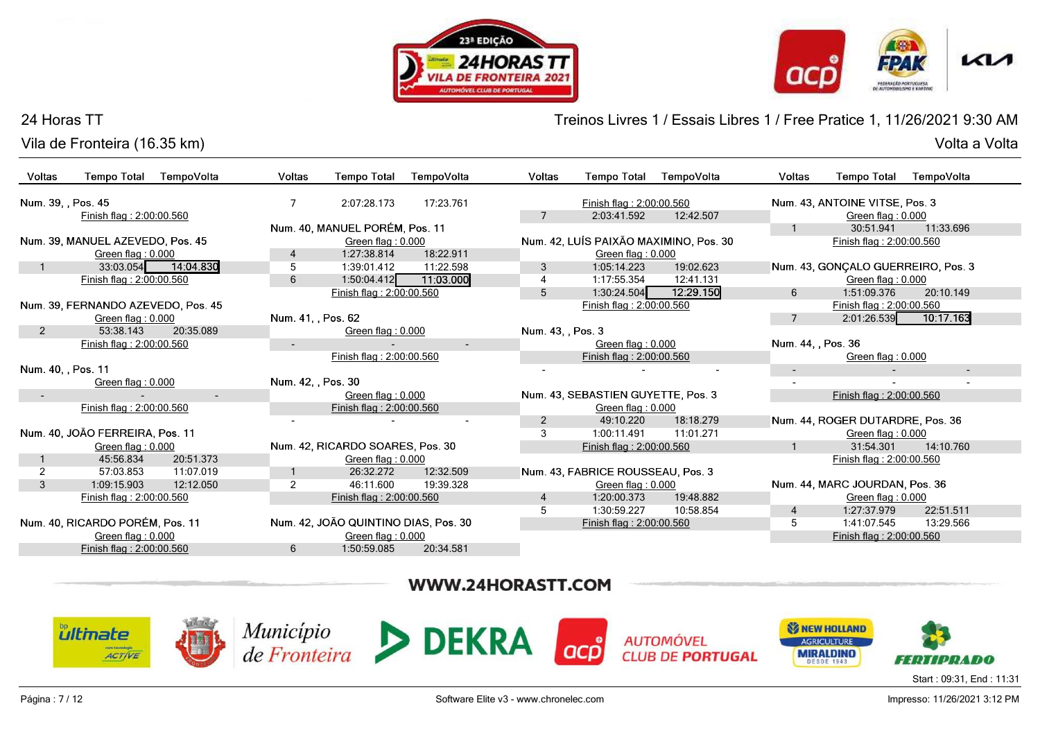# 24 Horas TT

## Vila de Fronteira (16.35 km)

## Treinos Livres 1 / Essais Libres 1 / Free Pratice 1, 11/26/2021 9:30 AM

Volta a Volta

| Voltas | Tempo Total | TempoVolta |
|---|---|---|
| **Num. 39, , Pos. 45** | | |
| | Finish flag : 2:00:00.560 | |
| **Num. 39, MANUEL AZEVEDO, Pos. 45** | | |
| | Green flag : 0.000 | |
| 1 | 33:03.054 | 14:04.830 |
| | Finish flag : 2:00:00.560 | |
| **Num. 39, FERNANDO AZEVEDO, Pos. 45** | | |
| | Green flag : 0.000 | |
| 2 | 53:38.143 | 20:35.089 |
| | Finish flag : 2:00:00.560 | |
| **Num. 40, , Pos. 11** | | |
| | Green flag : 0.000 | |
| - | - | - |
| | Finish flag : 2:00:00.560 | |
| **Num. 40, JOÃO FERREIRA, Pos. 11** | | |
| | Green flag : 0.000 | |
| 1 | 45:56.834 | 20:51.373 |
| 2 | 57:03.853 | 11:07.019 |
| 3 | 1:09:15.903 | 12:12.050 |
| | Finish flag : 2:00:00.560 | |
| **Num. 40, RICARDO PORÉM, Pos. 11** | | |
| | Green flag : 0.000 | |
| | Finish flag : 2:00:00.560 | |
| 7 | 2:07:28.173 | 17:23.761 |
| **Num. 40, MANUEL PORÉM, Pos. 11** | | |
| | Green flag : 0.000 | |
| 4 | 1:27:38.814 | 18:22.911 |
| 5 | 1:39:01.412 | 11:22.598 |
| 6 | 1:50:04.412 | 11:03.000 |
| | Finish flag : 2:00:00.560 | |
| **Num. 41, , Pos. 62** | | |
| | Green flag : 0.000 | |
| - | - | - |
| | Finish flag : 2:00:00.560 | |
| **Num. 42, , Pos. 30** | | |
| | Green flag : 0.000 | |
| | Finish flag : 2:00:00.560 | |
| - | - | - |
| **Num. 42, RICARDO SOARES, Pos. 30** | | |
| | Green flag : 0.000 | |
| 1 | 26:32.272 | 12:32.509 |
| 2 | 46:11.600 | 19:39.328 |
| | Finish flag : 2:00:00.560 | |
| **Num. 42, JOÃO QUINTINO DIAS, Pos. 30** | | |
| | Green flag : 0.000 | |
| 6 | 1:50:59.085 | 20:34.581 |
| | Finish flag : 2:00:00.560 | |
| 7 | 2:03:41.592 | 12:42.507 |
| **Num. 42, LUÍS PAIXÃO MAXIMINO, Pos. 30** | | |
| | Green flag : 0.000 | |
| 3 | 1:05:14.223 | 19:02.623 |
| 4 | 1:17:55.354 | 12:41.131 |
| 5 | 1:30:24.504 | 12:29.150 |
| | Finish flag : 2:00:00.560 | |
| **Num. 43, , Pos. 3** | | |
| | Green flag : 0.000 | |
| | Finish flag : 2:00:00.560 | |
| - | - | - |
| **Num. 43, SEBASTIEN GUYETTE, Pos. 3** | | |
| | Green flag : 0.000 | |
| 2 | 49:10.220 | 18:18.279 |
| 3 | 1:00:11.491 | 11:01.271 |
| | Finish flag : 2:00:00.560 | |
| **Num. 43, FABRICE ROUSSEAU, Pos. 3** | | |
| | Green flag : 0.000 | |
| 4 | 1:20:00.373 | 19:48.882 |
| 5 | 1:30:59.227 | 10:58.854 |
| | Finish flag : 2:00:00.560 | |
| **Num. 43, ANTOINE VITSE, Pos. 3** | | |
| | Green flag : 0.000 | |
| 1 | 30:51.941 | 11:33.696 |
| | Finish flag : 2:00:00.560 | |
| **Num. 43, GONÇALO GUERREIRO, Pos. 3** | | |
| | Green flag : 0.000 | |
| 6 | 1:51:09.376 | 20:10.149 |
| | Finish flag : 2:00:00.560 | |
| 7 | 2:01:26.539 | 10:17.163 |
| **Num. 44, , Pos. 36** | | |
| | Green flag : 0.000 | |
| - | - | - |
| - | - | - |
| | Finish flag : 2:00:00.560 | |
| **Num. 44, ROGER DUTARDRE, Pos. 36** | | |
| | Green flag : 0.000 | |
| 1 | 31:54.301 | 14:10.760 |
| | Finish flag : 2:00:00.560 | |
| **Num. 44, MARC JOURDAN, Pos. 36** | | |
| | Green flag : 0.000 | |
| 4 | 1:27:37.979 | 22:51.511 |
| 5 | 1:41:07.545 | 13:29.566 |
| | Finish flag : 2:00:00.560 | |

WWW.24HORASTT.COM

Start : 09:31, End : 11:31

Software Elite v3 - www.chronelec.com

Impresso: 11/26/2021 3:12 PM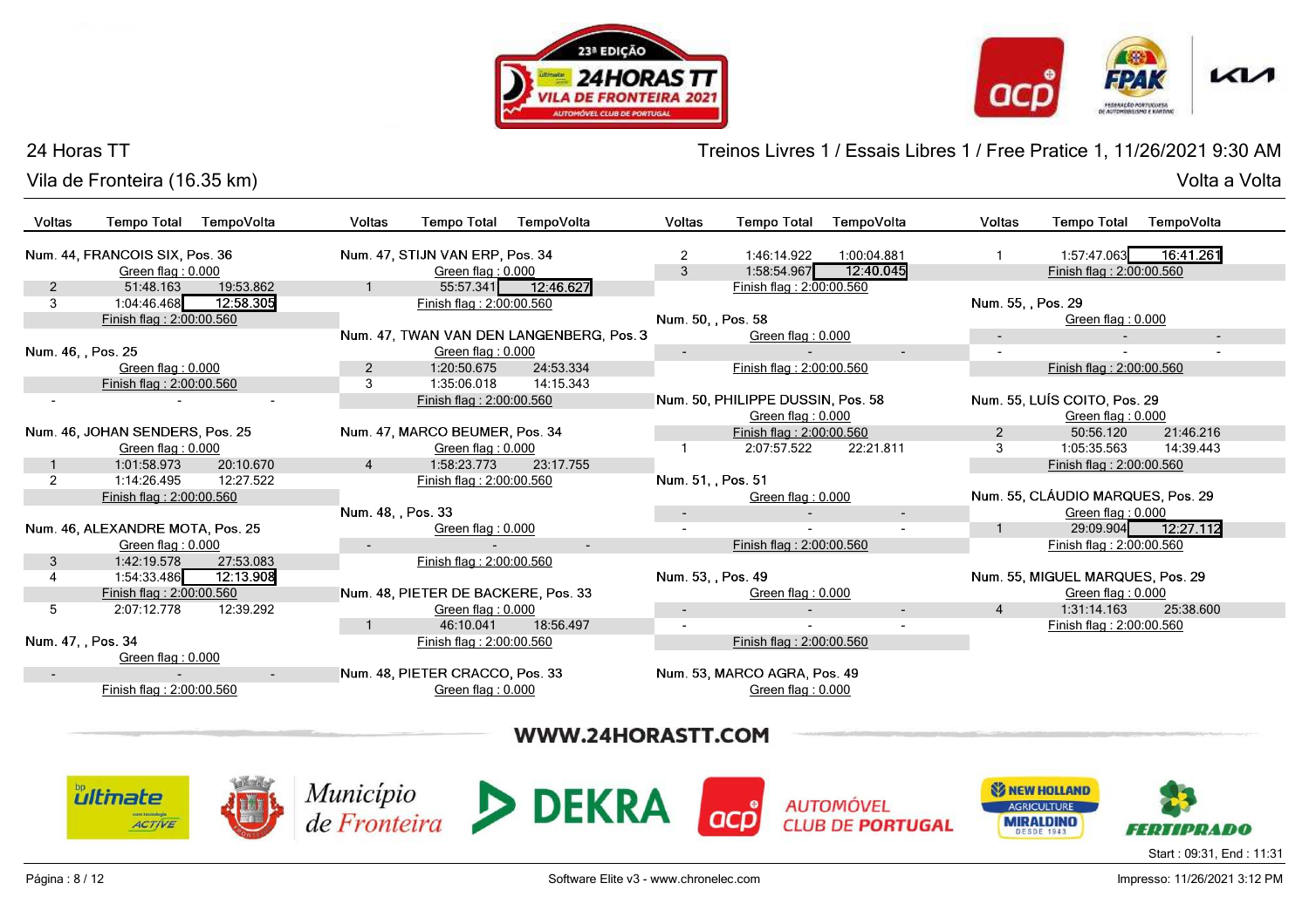24 Horas TT

Vila de Fronteira (16.35 km)

Treinos Livres 1 / Essais Libres 1 / Free Pratice 1, 11/26/2021 9:30 AM

Volta a Volta

| Voltas | Tempo Total | TempoVolta |
|---|---|---|
| **Num. 44, FRANCOIS SIX, Pos. 36** | | |
| | Green flag : 0.000 | |
| 2 | 51:48.163 | 19:53.862 |
| 3 | 1:04:46.468 | 12:58.305 |
| | Finish flag : 2:00:00.560 | |
| **Num. 46, , Pos. 25** | | |
| | Green flag : 0.000 | |
| | Finish flag : 2:00:00.560 | |
| - | - | - |
| **Num. 46, JOHAN SENDERS, Pos. 25** | | |
| | Green flag : 0.000 | |
| 1 | 1:01:58.973 | 20:10.670 |
| 2 | 1:14:26.495 | 12:27.522 |
| | Finish flag : 2:00:00.560 | |
| **Num. 46, ALEXANDRE MOTA, Pos. 25** | | |
| | Green flag : 0.000 | |
| 3 | 1:42:19.578 | 27:53.083 |
| 4 | 1:54:33.486 | 12:13.908 |
| | Finish flag : 2:00:00.560 | |
| 5 | 2:07:12.778 | 12:39.292 |
| **Num. 47, , Pos. 34** | | |
| | Green flag : 0.000 | |
| - | - | - |
| | Finish flag : 2:00:00.560 | |
| **Num. 47, STIJN VAN ERP, Pos. 34** | | |
| | Green flag : 0.000 | |
| 1 | 55:57.341 | 12:46.627 |
| | Finish flag : 2:00:00.560 | |
| **Num. 47, TWAN VAN DEN LANGENBERG, Pos. 3** | | |
| | Green flag : 0.000 | |
| 2 | 1:20:50.675 | 24:53.334 |
| 3 | 1:35:06.018 | 14:15.343 |
| | Finish flag : 2:00:00.560 | |
| **Num. 47, MARCO BEUMER, Pos. 34** | | |
| | Green flag : 0.000 | |
| 4 | 1:58:23.773 | 23:17.755 |
| | Finish flag : 2:00:00.560 | |
| **Num. 48, , Pos. 33** | | |
| | Green flag : 0.000 | |
| - | - | - |
| | Finish flag : 2:00:00.560 | |
| **Num. 48, PIETER DE BACKERE, Pos. 33** | | |
| | Green flag : 0.000 | |
| 1 | 46:10.041 | 18:56.497 |
| | Finish flag : 2:00:00.560 | |
| **Num. 48, PIETER CRACCO, Pos. 33** | | |
| | Green flag : 0.000 | |
| 2 | 1:46:14.922 | 1:00:04.881 |
| 3 | 1:58:54.967 | 12:40.045 |
| | Finish flag : 2:00:00.560 | |
| **Num. 50, , Pos. 58** | | |
| | Green flag : 0.000 | |
| - | - | - |
| | Finish flag : 2:00:00.560 | |
| **Num. 50, PHILIPPE DUSSIN, Pos. 58** | | |
| | Green flag : 0.000 | |
| | Finish flag : 2:00:00.560 | |
| 1 | 2:07:57.522 | 22:21.811 |
| **Num. 51, , Pos. 51** | | |
| | Green flag : 0.000 | |
| - | - | - |
| - | - | - |
| | Finish flag : 2:00:00.560 | |
| **Num. 53, , Pos. 49** | | |
| | Green flag : 0.000 | |
| - | - | - |
| - | - | - |
| | Finish flag : 2:00:00.560 | |
| **Num. 53, MARCO AGRA, Pos. 49** | | |
| | Green flag : 0.000 | |
| 1 | 1:57:47.063 | 16:41.261 |
| | Finish flag : 2:00:00.560 | |
| **Num. 55, , Pos. 29** | | |
| | Green flag : 0.000 | |
| - | - | - |
| - | - | - |
| | Finish flag : 2:00:00.560 | |
| **Num. 55, LUÍS COITO, Pos. 29** | | |
| | Green flag : 0.000 | |
| 2 | 50:56.120 | 21:46.216 |
| 3 | 1:05:35.563 | 14:39.443 |
| | Finish flag : 2:00:00.560 | |
| **Num. 55, CLÁUDIO MARQUES, Pos. 29** | | |
| | Green flag : 0.000 | |
| 1 | 29:09.904 | 12:27.112 |
| | Finish flag : 2:00:00.560 | |
| **Num. 55, MIGUEL MARQUES, Pos. 29** | | |
| | Green flag : 0.000 | |
| 4 | 1:31:14.163 | 25:38.600 |
| | Finish flag : 2:00:00.560 | |

WWW.24HORASTT.COM

Start : 09:31, End : 11:31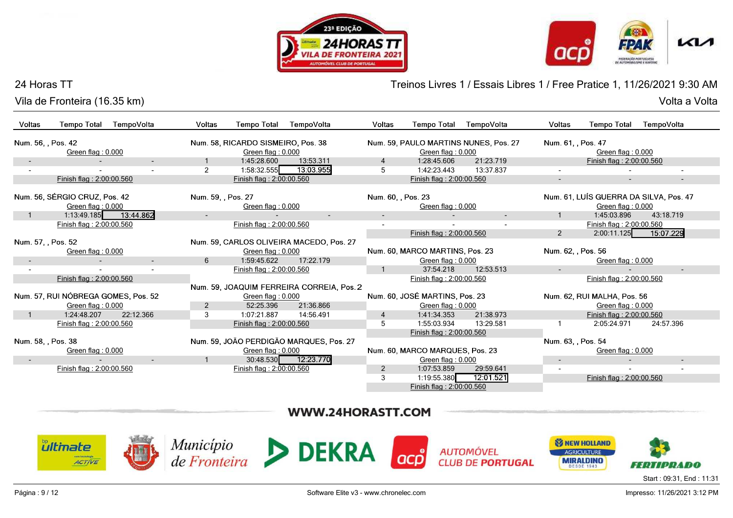# 24 Horas TT

## Vila de Fronteira (16.35 km)

Treinos Livres 1 / Essais Libres 1 / Free Pratice 1, 11/26/2021 9:30 AM

Volta a Volta

### Num. 56, , Pos. 42

Green flag : 0.000

| Voltas | Tempo Total | TempoVolta |
|---|---|---|
| - | - | - |
| - | - | - |

Finish flag : 2:00:00.560

### Num. 56, SÉRGIO CRUZ, Pos. 42

Green flag : 0.000

| Voltas | Tempo Total | TempoVolta |
|---|---|---|
| 1 | 1:13:49.185 | 13:44.862 |

Finish flag : 2:00:00.560

### Num. 57, , Pos. 52

Green flag : 0.000

| Voltas | Tempo Total | TempoVolta |
|---|---|---|
| - | - | - |
| - | - | - |

Finish flag : 2:00:00.560

### Num. 57, RUI NÓBREGA GOMES, Pos. 52

Green flag : 0.000

| Voltas | Tempo Total | TempoVolta |
|---|---|---|
| 1 | 1:24:48.207 | 22:12.366 |

Finish flag : 2:00:00.560

### Num. 58, , Pos. 38

Green flag : 0.000

| Voltas | Tempo Total | TempoVolta |
|---|---|---|
| - | - | - |

Finish flag : 2:00:00.560

### Num. 58, RICARDO SISMEIRO, Pos. 38

Green flag : 0.000

| Voltas | Tempo Total | TempoVolta |
|---|---|---|
| 1 | 1:45:28.600 | 13:53.311 |
| 2 | 1:58:32.555 | 13:03.955 |

Finish flag : 2:00:00.560

### Num. 59, , Pos. 27

Green flag : 0.000

| Voltas | Tempo Total | TempoVolta |
|---|---|---|
| - | - | - |

Finish flag : 2:00:00.560

### Num. 59, CARLOS OLIVEIRA MACEDO, Pos. 27

Green flag : 0.000

| Voltas | Tempo Total | TempoVolta |
|---|---|---|
| 6 | 1:59:45.622 | 17:22.179 |

Finish flag : 2:00:00.560

### Num. 59, JOAQUIM FERREIRA CORREIA, Pos. 2

Green flag : 0.000

| Voltas | Tempo Total | TempoVolta |
|---|---|---|
| 2 | 52:25.396 | 21:36.866 |
| 3 | 1:07:21.887 | 14:56.491 |

Finish flag : 2:00:00.560

### Num. 59, JOÃO PERDIGÃO MARQUES, Pos. 27

Green flag : 0.000

| Voltas | Tempo Total | TempoVolta |
|---|---|---|
| 1 | 30:48.530 | 12:23.770 |

Finish flag : 2:00:00.560

### Num. 59, PAULO MARTINS NUNES, Pos. 27

Green flag : 0.000

| Voltas | Tempo Total | TempoVolta |
|---|---|---|
| 4 | 1:28:45.606 | 21:23.719 |
| 5 | 1:42:23.443 | 13:37.837 |

Finish flag : 2:00:00.560

### Num. 60, , Pos. 23

Green flag : 0.000

| Voltas | Tempo Total | TempoVolta |
|---|---|---|
| - | - | - |
| - | - | - |

Finish flag : 2:00:00.560

### Num. 60, MARCO MARTINS, Pos. 23

Green flag : 0.000

| Voltas | Tempo Total | TempoVolta |
|---|---|---|
| 1 | 37:54.218 | 12:53.513 |

Finish flag : 2:00:00.560

### Num. 60, JOSÉ MARTINS, Pos. 23

Green flag : 0.000

| Voltas | Tempo Total | TempoVolta |
|---|---|---|
| 4 | 1:41:34.353 | 21:38.973 |
| 5 | 1:55:03.934 | 13:29.581 |

Finish flag : 2:00:00.560

### Num. 60, MARCO MARQUES, Pos. 23

Green flag : 0.000

| Voltas | Tempo Total | TempoVolta |
|---|---|---|
| 2 | 1:07:53.859 | 29:59.641 |
| 3 | 1:19:55.380 | 12:01.521 |

Finish flag : 2:00:00.560

### Num. 61, , Pos. 47

Green flag : 0.000

Finish flag : 2:00:00.560

| Voltas | Tempo Total | TempoVolta |
|---|---|---|
| - | - | - |
| - | - | - |

### Num. 61, LUÍS GUERRA DA SILVA, Pos. 47

Green flag : 0.000

| Voltas | Tempo Total | TempoVolta |
|---|---|---|
| 1 | 1:45:03.896 | 43:18.719 |

Finish flag : 2:00:00.560

| Voltas | Tempo Total | TempoVolta |
|---|---|---|
| 2 | 2:00:11.125 | 15:07.229 |

### Num. 62, , Pos. 56

Green flag : 0.000

| Voltas | Tempo Total | TempoVolta |
|---|---|---|
| - | - | - |

Finish flag : 2:00:00.560

### Num. 62, RUI MALHA, Pos. 56

Green flag : 0.000

Finish flag : 2:00:00.560

| Voltas | Tempo Total | TempoVolta |
|---|---|---|
| 1 | 2:05:24.971 | 24:57.396 |

### Num. 63, , Pos. 54

Green flag : 0.000

| Voltas | Tempo Total | TempoVolta |
|---|---|---|
| - | - | - |
| - | - | - |

Finish flag : 2:00:00.560

WWW.24HORASTT.COM

Start : 09:31, End : 11:31

Software Elite v3 - www.chronelec.com

Impresso: 11/26/2021 3:12 PM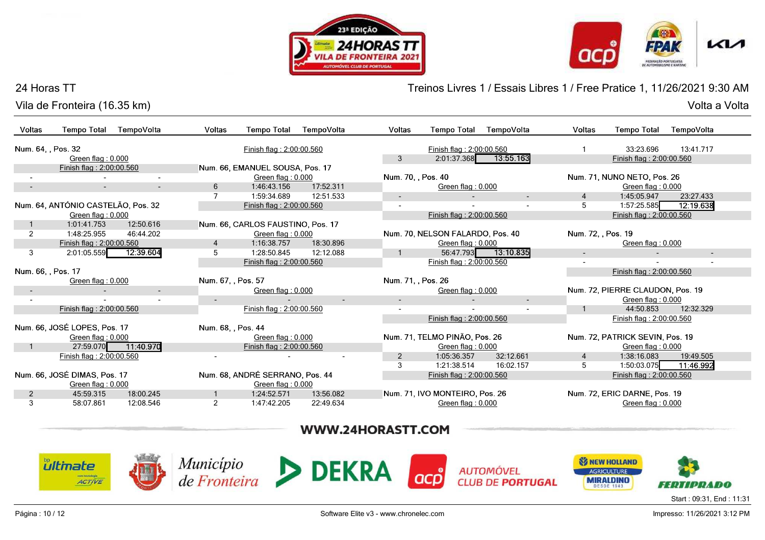24 Horas TT

Vila de Fronteira (16.35 km)

Treinos Livres 1 / Essais Libres 1 / Free Pratice 1, 11/26/2021 9:30 AM

Volta a Volta

| Voltas | Tempo Total | TempoVolta |
|---|---|---|
| **Num. 64, , Pos. 32** | | |
| | Green flag : 0.000 | |
| | Finish flag : 2:00:00.560 | |
| - | - | - |
| - | - | - |
| **Num. 64, ANTÓNIO CASTELÃO, Pos. 32** | | |
| | Green flag : 0.000 | |
| 1 | 1:01:41.753 | 12:50.616 |
| 2 | 1:48:25.955 | 46:44.202 |
| | Finish flag : 2:00:00.560 | |
| 3 | 2:01:05.559 | **12:39.604** |
| **Num. 66, , Pos. 17** | | |
| | Green flag : 0.000 | |
| - | - | - |
| - | - | - |
| | Finish flag : 2:00:00.560 | |
| **Num. 66, JOSÉ LOPES, Pos. 17** | | |
| | Green flag : 0.000 | |
| 1 | 27:59.070 | **11:40.970** |
| | Finish flag : 2:00:00.560 | |
| **Num. 66, JOSÉ DIMAS, Pos. 17** | | |
| | Green flag : 0.000 | |
| 2 | 45:59.315 | 18:00.245 |
| 3 | 58:07.861 | 12:08.546 |
| | Finish flag : 2:00:00.560 | |
| **Num. 66, EMANUEL SOUSA, Pos. 17** | | |
| | Green flag : 0.000 | |
| 6 | 1:46:43.156 | 17:52.311 |
| 7 | 1:59:34.689 | 12:51.533 |
| | Finish flag : 2:00:00.560 | |
| **Num. 66, CARLOS FAUSTINO, Pos. 17** | | |
| | Green flag : 0.000 | |
| 4 | 1:16:38.757 | 18:30.896 |
| 5 | 1:28:50.845 | 12:12.088 |
| | Finish flag : 2:00:00.560 | |
| **Num. 67, , Pos. 57** | | |
| | Green flag : 0.000 | |
| - | - | - |
| | Finish flag : 2:00:00.560 | |
| **Num. 68, , Pos. 44** | | |
| | Green flag : 0.000 | |
| | Finish flag : 2:00:00.560 | |
| - | - | - |
| **Num. 68, ANDRÉ SERRANO, Pos. 44** | | |
| | Green flag : 0.000 | |
| 1 | 1:24:52.571 | 13:56.082 |
| 2 | 1:47:42.205 | 22:49.634 |
| | Finish flag : 2:00:00.560 | |
| 3 | 2:01:37.368 | **13:55.163** |
| **Num. 70, , Pos. 40** | | |
| | Green flag : 0.000 | |
| - | - | - |
| - | - | - |
| | Finish flag : 2:00:00.560 | |
| **Num. 70, NELSON FALARDO, Pos. 40** | | |
| | Green flag : 0.000 | |
| 1 | 56:47.793 | **13:10.835** |
| | Finish flag : 2:00:00.560 | |
| **Num. 71, , Pos. 26** | | |
| | Green flag : 0.000 | |
| - | - | - |
| - | - | - |
| | Finish flag : 2:00:00.560 | |
| **Num. 71, TELMO PINÃO, Pos. 26** | | |
| | Green flag : 0.000 | |
| 2 | 1:05:36.357 | 32:12.661 |
| 3 | 1:21:38.514 | 16:02.157 |
| | Finish flag : 2:00:00.560 | |
| **Num. 71, IVO MONTEIRO, Pos. 26** | | |
| | Green flag : 0.000 | |
| 1 | 33:23.696 | 13:41.717 |
| | Finish flag : 2:00:00.560 | |
| **Num. 71, NUNO NETO, Pos. 26** | | |
| | Green flag : 0.000 | |
| 4 | 1:45:05.947 | 23:27.433 |
| 5 | 1:57:25.585 | **12:19.638** |
| | Finish flag : 2:00:00.560 | |
| **Num. 72, , Pos. 19** | | |
| | Green flag : 0.000 | |
| - | - | - |
| - | - | - |
| | Finish flag : 2:00:00.560 | |
| **Num. 72, PIERRE CLAUDON, Pos. 19** | | |
| | Green flag : 0.000 | |
| 1 | 44:50.853 | 12:32.329 |
| | Finish flag : 2:00:00.560 | |
| **Num. 72, PATRICK SEVIN, Pos. 19** | | |
| | Green flag : 0.000 | |
| 4 | 1:38:16.083 | 19:49.505 |
| 5 | 1:50:03.075 | **11:46.992** |
| | Finish flag : 2:00:00.560 | |
| **Num. 72, ERIC DARNE, Pos. 19** | | |
| | Green flag : 0.000 | |

WWW.24HORASTT.COM

Start : 09:31, End : 11:31

Software Elite v3 - www.chronelec.com

Impresso: 11/26/2021 3:12 PM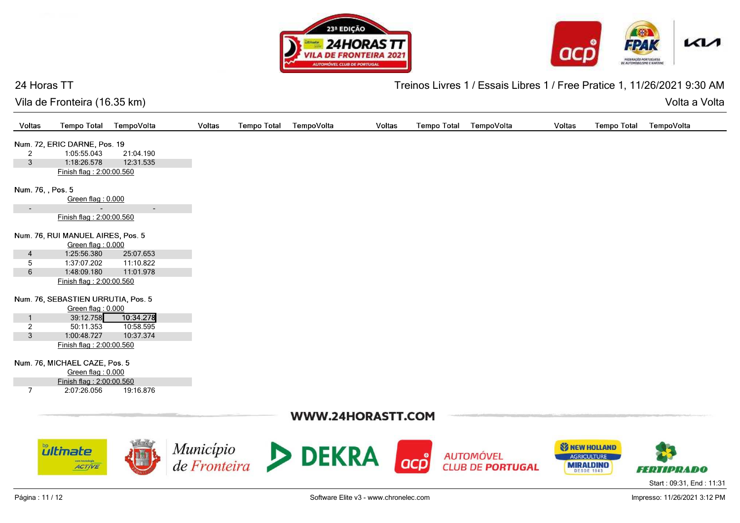24 Horas TT

Vila de Fronteira (16.35 km)

Treinos Livres 1 / Essais Libres 1 / Free Pratice 1, 11/26/2021 9:30 AM

Volta a Volta

| Voltas | Tempo Total | TempoVolta |
|---|---|---|
| **Num. 72, ERIC DARNE, Pos. 19** | | |
| 2 | 1:05:55.043 | 21:04.190 |
| 3 | 1:18:26.578 | 12:31.535 |
| Finish flag : 2:00:00.560 | | |
| **Num. 76, , Pos. 5** | | |
| Green flag : 0.000 | | |
| - | - | - |
| Finish flag : 2:00:00.560 | | |
| **Num. 76, RUI MANUEL AIRES, Pos. 5** | | |
| Green flag : 0.000 | | |
| 4 | 1:25:56.380 | 25:07.653 |
| 5 | 1:37:07.202 | 11:10.822 |
| 6 | 1:48:09.180 | 11:01.978 |
| Finish flag : 2:00:00.560 | | |
| **Num. 76, SEBASTIEN URRUTIA, Pos. 5** | | |
| Green flag : 0.000 | | |
| 1 | 39:12.758 | 10:34.278 |
| 2 | 50:11.353 | 10:58.595 |
| 3 | 1:00:48.727 | 10:37.374 |
| Finish flag : 2:00:00.560 | | |
| **Num. 76, MICHAEL CAZE, Pos. 5** | | |
| Green flag : 0.000 | | |
| Finish flag : 2:00:00.560 | | |
| 7 | 2:07:26.056 | 19:16.876 |

WWW.24HORASTT.COM

Start : 09:31, End : 11:31

Software Elite v3 - www.chronelec.com

Impresso: 11/26/2021 3:12 PM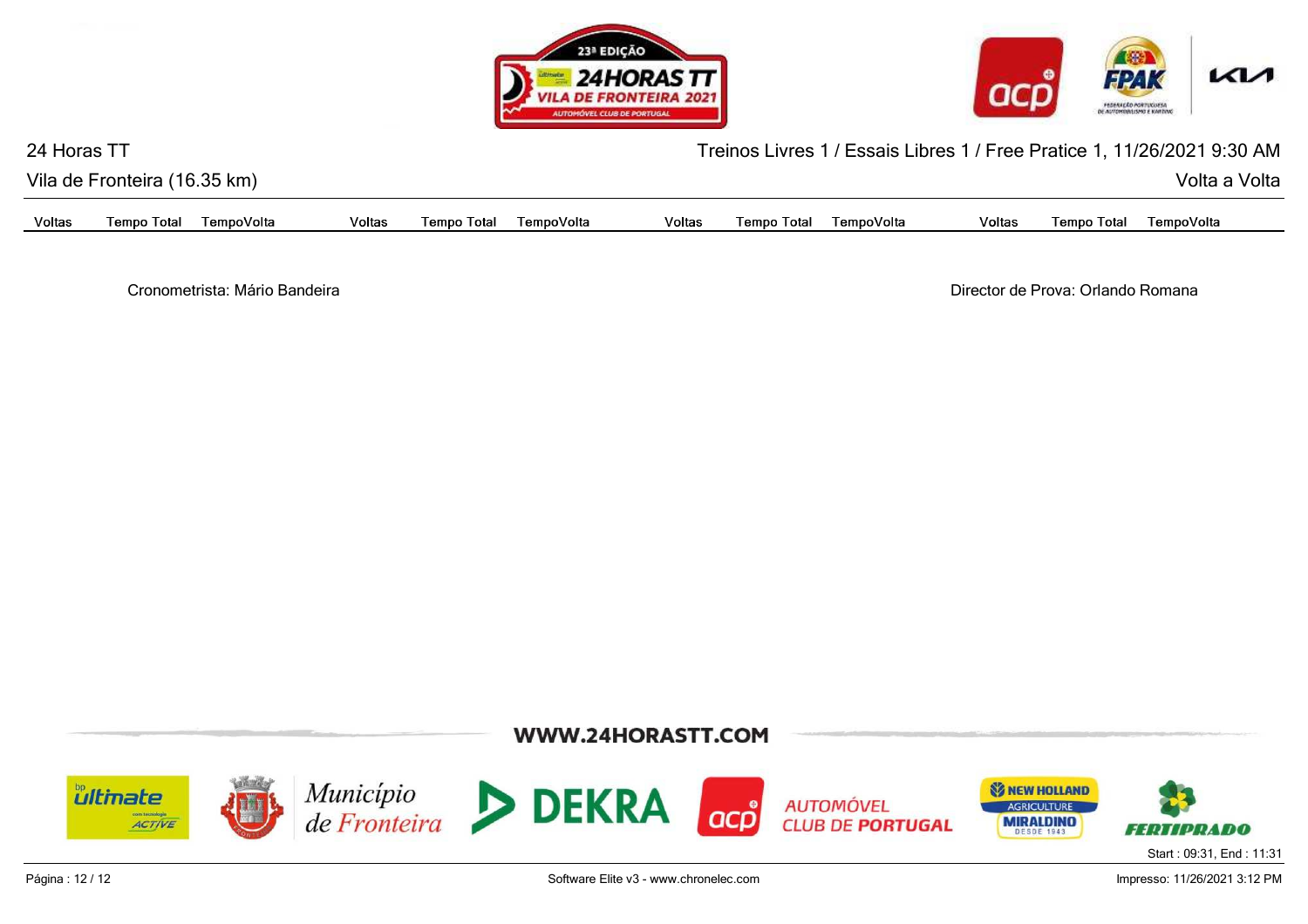24 Horas TT

Vila de Fronteira (16.35 km)

Treinos Livres 1 / Essais Libres 1 / Free Pratice 1, 11/26/2021 9:30 AM

Volta a Volta

| Voltas | Tempo Total | TempoVolta | Voltas | Tempo Total | TempoVolta | Voltas | Tempo Total | TempoVolta | Voltas | Tempo Total | TempoVolta |
|---|---|---|---|---|---|---|---|---|---|---|---|

Cronometrista: Mário Bandeira

Director de Prova: Orlando Romana

WWW.24HORASTT.COM

Start : 09:31, End : 11:31

Software Elite v3 - www.chronelec.com

Impresso: 11/26/2021 3:12 PM